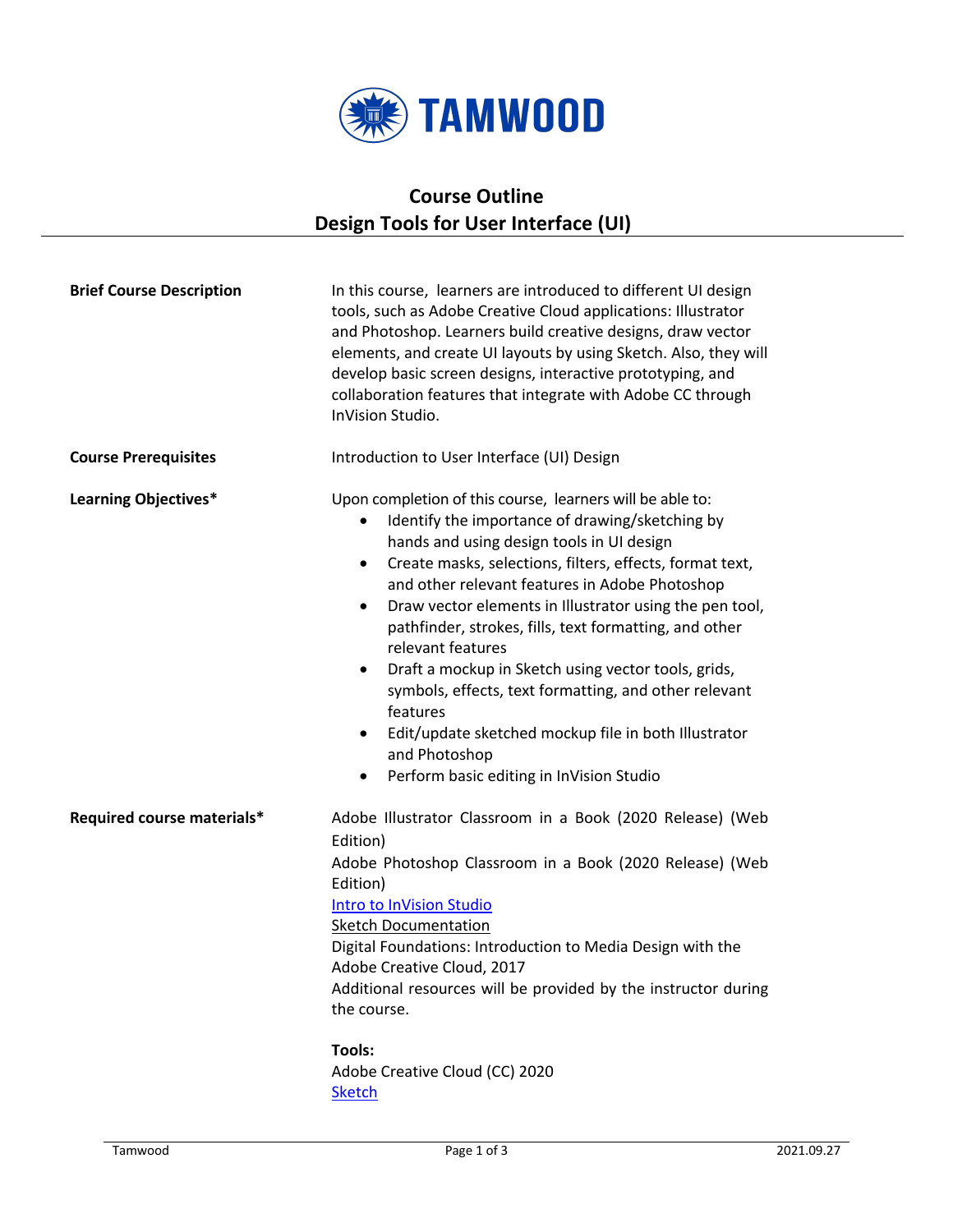TAMWOOD

# Course Outline
# Design Tools for User Interface (UI)

**Brief Course Description**

In this course, learners are introduced to different UI design tools, such as Adobe Creative Cloud applications: Illustrator and Photoshop. Learners build creative designs, draw vector elements, and create UI layouts by using Sketch. Also, they will develop basic screen designs, interactive prototyping, and collaboration features that integrate with Adobe CC through InVision Studio.

**Course Prerequisites**

Introduction to User Interface (UI) Design

**Learning Objectives***

Upon completion of this course, learners will be able to:

- Identify the importance of drawing/sketching by hands and using design tools in UI design
- Create masks, selections, filters, effects, format text, and other relevant features in Adobe Photoshop
- Draw vector elements in Illustrator using the pen tool, pathfinder, strokes, fills, text formatting, and other relevant features
- Draft a mockup in Sketch using vector tools, grids, symbols, effects, text formatting, and other relevant features
- Edit/update sketched mockup file in both Illustrator and Photoshop
- Perform basic editing in InVision Studio

**Required course materials***

Adobe Illustrator Classroom in a Book (2020 Release) (Web Edition)
Adobe Photoshop Classroom in a Book (2020 Release) (Web Edition)
Intro to InVision Studio
Sketch Documentation
Digital Foundations: Introduction to Media Design with the Adobe Creative Cloud, 2017
Additional resources will be provided by the instructor during the course.

**Tools:**
Adobe Creative Cloud (CC) 2020
Sketch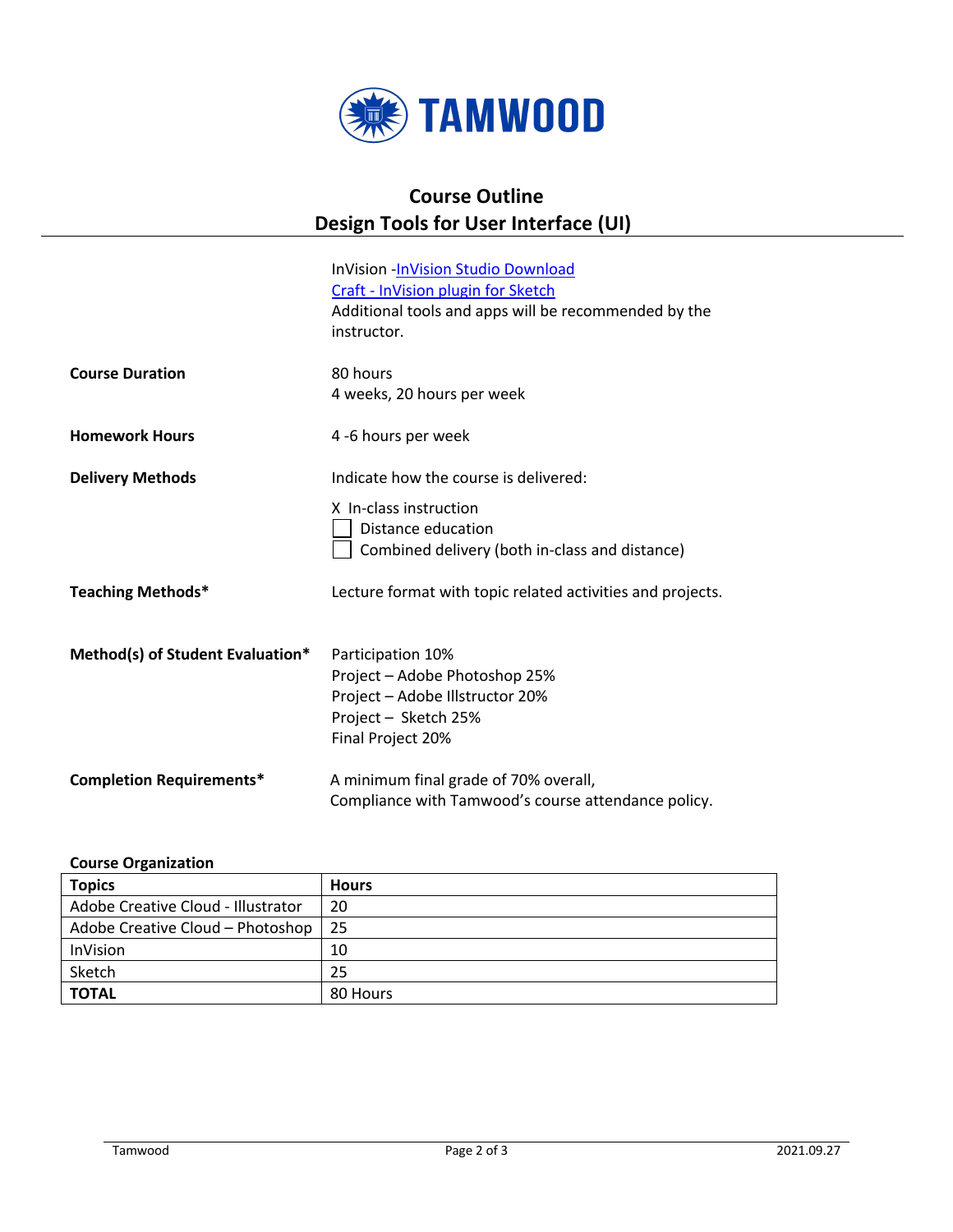# Course Outline

## Design Tools for User Interface (UI)

InVision -[InVision Studio Download]
[Craft - InVision plugin for Sketch]
Additional tools and apps will be recommended by the instructor.

**Course Duration**

80 hours
4 weeks, 20 hours per week

**Homework Hours**

4 -6 hours per week

**Delivery Methods**

Indicate how the course is delivered:

X In-class instruction
☐ Distance education
☐ Combined delivery (both in-class and distance)

**Teaching Methods***

Lecture format with topic related activities and projects.

**Method(s) of Student Evaluation***

Participation 10%
Project – Adobe Photoshop 25%
Project – Adobe Illstructor 20%
Project – Sketch 25%
Final Project 20%

**Completion Requirements***

A minimum final grade of 70% overall,
Compliance with Tamwood's course attendance policy.

**Course Organization**

| **Topics** | **Hours** |
|---|---|
| Adobe Creative Cloud - Illustrator | 20 |
| Adobe Creative Cloud – Photoshop | 25 |
| InVision | 10 |
| Sketch | 25 |
| **TOTAL** | 80 Hours |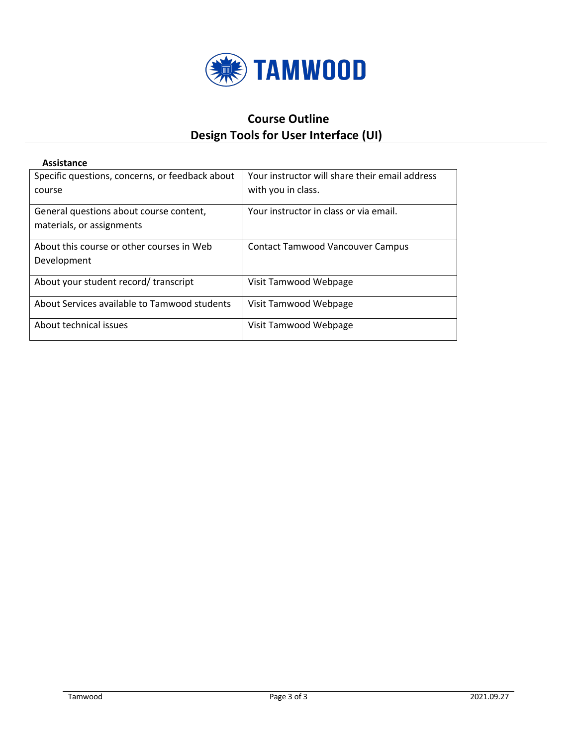# Course Outline

## Design Tools for User Interface (UI)

**Assistance**

| | |
|---|---|
| Specific questions, concerns, or feedback about course | Your instructor will share their email address with you in class. |
| General questions about course content, materials, or assignments | Your instructor in class or via email. |
| About this course or other courses in Web Development | Contact Tamwood Vancouver Campus |
| About your student record/ transcript | Visit Tamwood Webpage |
| About Services available to Tamwood students | Visit Tamwood Webpage |
| About technical issues | Visit Tamwood Webpage |